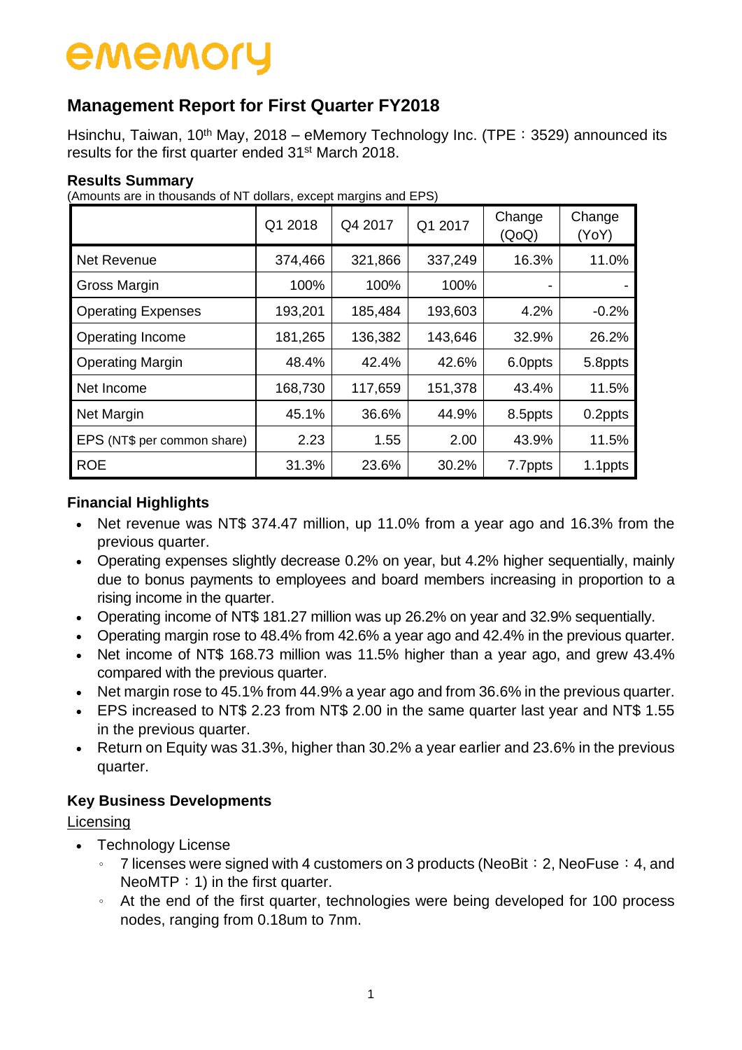ememory

# Management Report for First Quarter FY2018

Hsinchu, Taiwan, 10th May, 2018 – eMemory Technology Inc. (TPE：3529) announced its results for the first quarter ended 31st March 2018.

### Results Summary

(Amounts are in thousands of NT dollars, except margins and EPS)

| | Q1 2018 | Q4 2017 | Q1 2017 | Change (QoQ) | Change (YoY) |
|---|---|---|---|---|---|
| Net Revenue | 374,466 | 321,866 | 337,249 | 16.3% | 11.0% |
| Gross Margin | 100% | 100% | 100% | - | - |
| Operating Expenses | 193,201 | 185,484 | 193,603 | 4.2% | -0.2% |
| Operating Income | 181,265 | 136,382 | 143,646 | 32.9% | 26.2% |
| Operating Margin | 48.4% | 42.4% | 42.6% | 6.0ppts | 5.8ppts |
| Net Income | 168,730 | 117,659 | 151,378 | 43.4% | 11.5% |
| Net Margin | 45.1% | 36.6% | 44.9% | 8.5ppts | 0.2ppts |
| EPS (NT$ per common share) | 2.23 | 1.55 | 2.00 | 43.9% | 11.5% |
| ROE | 31.3% | 23.6% | 30.2% | 7.7ppts | 1.1ppts |

### Financial Highlights

- Net revenue was NT$ 374.47 million, up 11.0% from a year ago and 16.3% from the previous quarter.
- Operating expenses slightly decrease 0.2% on year, but 4.2% higher sequentially, mainly due to bonus payments to employees and board members increasing in proportion to a rising income in the quarter.
- Operating income of NT$ 181.27 million was up 26.2% on year and 32.9% sequentially.
- Operating margin rose to 48.4% from 42.6% a year ago and 42.4% in the previous quarter.
- Net income of NT$ 168.73 million was 11.5% higher than a year ago, and grew 43.4% compared with the previous quarter.
- Net margin rose to 45.1% from 44.9% a year ago and from 36.6% in the previous quarter.
- EPS increased to NT$ 2.23 from NT$ 2.00 in the same quarter last year and NT$ 1.55 in the previous quarter.
- Return on Equity was 31.3%, higher than 30.2% a year earlier and 23.6% in the previous quarter.

### Key Business Developments

Licensing

- Technology License
  - 7 licenses were signed with 4 customers on 3 products (NeoBit：2, NeoFuse：4, and NeoMTP：1) in the first quarter.
  - At the end of the first quarter, technologies were being developed for 100 process nodes, ranging from 0.18um to 7nm.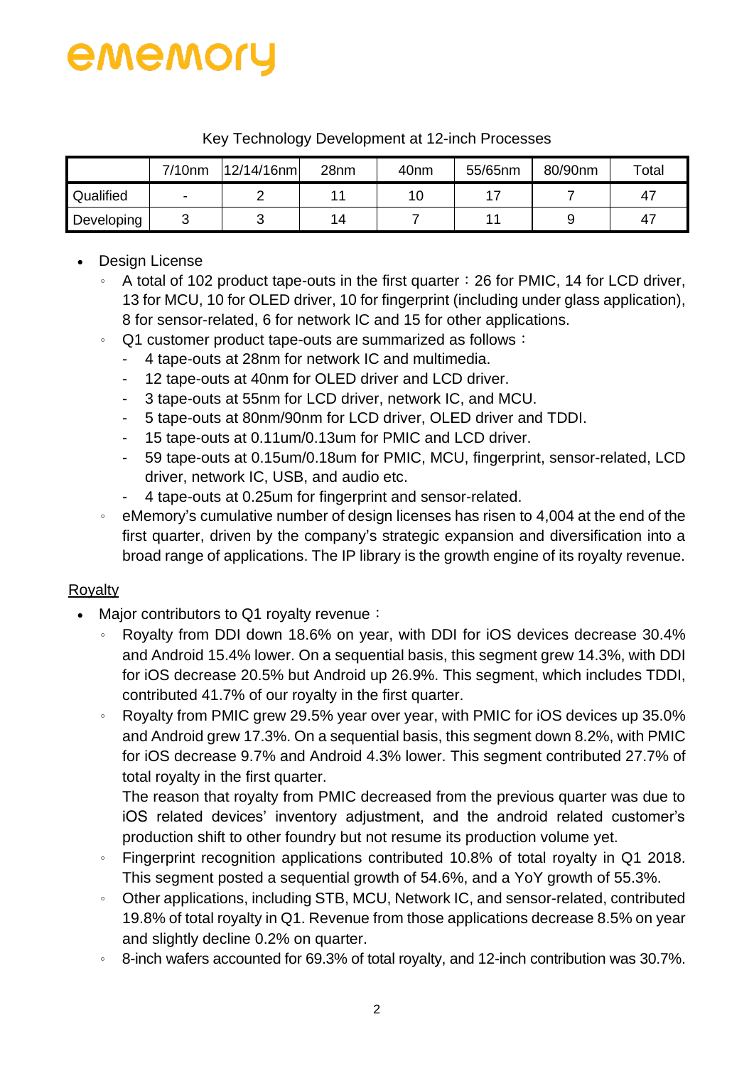Key Technology Development at 12-inch Processes

| | 7/10nm | 12/14/16nm | 28nm | 40nm | 55/65nm | 80/90nm | Total |
|---|---|---|---|---|---|---|---|
| Qualified | - | 2 | 11 | 10 | 17 | 7 | 47 |
| Developing | 3 | 3 | 14 | 7 | 11 | 9 | 47 |

- Design License
  - A total of 102 product tape-outs in the first quarter：26 for PMIC, 14 for LCD driver, 13 for MCU, 10 for OLED driver, 10 for fingerprint (including under glass application), 8 for sensor-related, 6 for network IC and 15 for other applications.
  - Q1 customer product tape-outs are summarized as follows：
    - 4 tape-outs at 28nm for network IC and multimedia.
    - 12 tape-outs at 40nm for OLED driver and LCD driver.
    - 3 tape-outs at 55nm for LCD driver, network IC, and MCU.
    - 5 tape-outs at 80nm/90nm for LCD driver, OLED driver and TDDI.
    - 15 tape-outs at 0.11um/0.13um for PMIC and LCD driver.
    - 59 tape-outs at 0.15um/0.18um for PMIC, MCU, fingerprint, sensor-related, LCD driver, network IC, USB, and audio etc.
    - 4 tape-outs at 0.25um for fingerprint and sensor-related.
  - eMemory's cumulative number of design licenses has risen to 4,004 at the end of the first quarter, driven by the company's strategic expansion and diversification into a broad range of applications. The IP library is the growth engine of its royalty revenue.

<u>Royalty</u>

- Major contributors to Q1 royalty revenue：
  - Royalty from DDI down 18.6% on year, with DDI for iOS devices decrease 30.4% and Android 15.4% lower. On a sequential basis, this segment grew 14.3%, with DDI for iOS decrease 20.5% but Android up 26.9%. This segment, which includes TDDI, contributed 41.7% of our royalty in the first quarter.
  - Royalty from PMIC grew 29.5% year over year, with PMIC for iOS devices up 35.0% and Android grew 17.3%. On a sequential basis, this segment down 8.2%, with PMIC for iOS decrease 9.7% and Android 4.3% lower. This segment contributed 27.7% of total royalty in the first quarter.
    
    The reason that royalty from PMIC decreased from the previous quarter was due to iOS related devices' inventory adjustment, and the android related customer's production shift to other foundry but not resume its production volume yet.
  - Fingerprint recognition applications contributed 10.8% of total royalty in Q1 2018. This segment posted a sequential growth of 54.6%, and a YoY growth of 55.3%.
  - Other applications, including STB, MCU, Network IC, and sensor-related, contributed 19.8% of total royalty in Q1. Revenue from those applications decrease 8.5% on year and slightly decline 0.2% on quarter.
  - 8-inch wafers accounted for 69.3% of total royalty, and 12-inch contribution was 30.7%.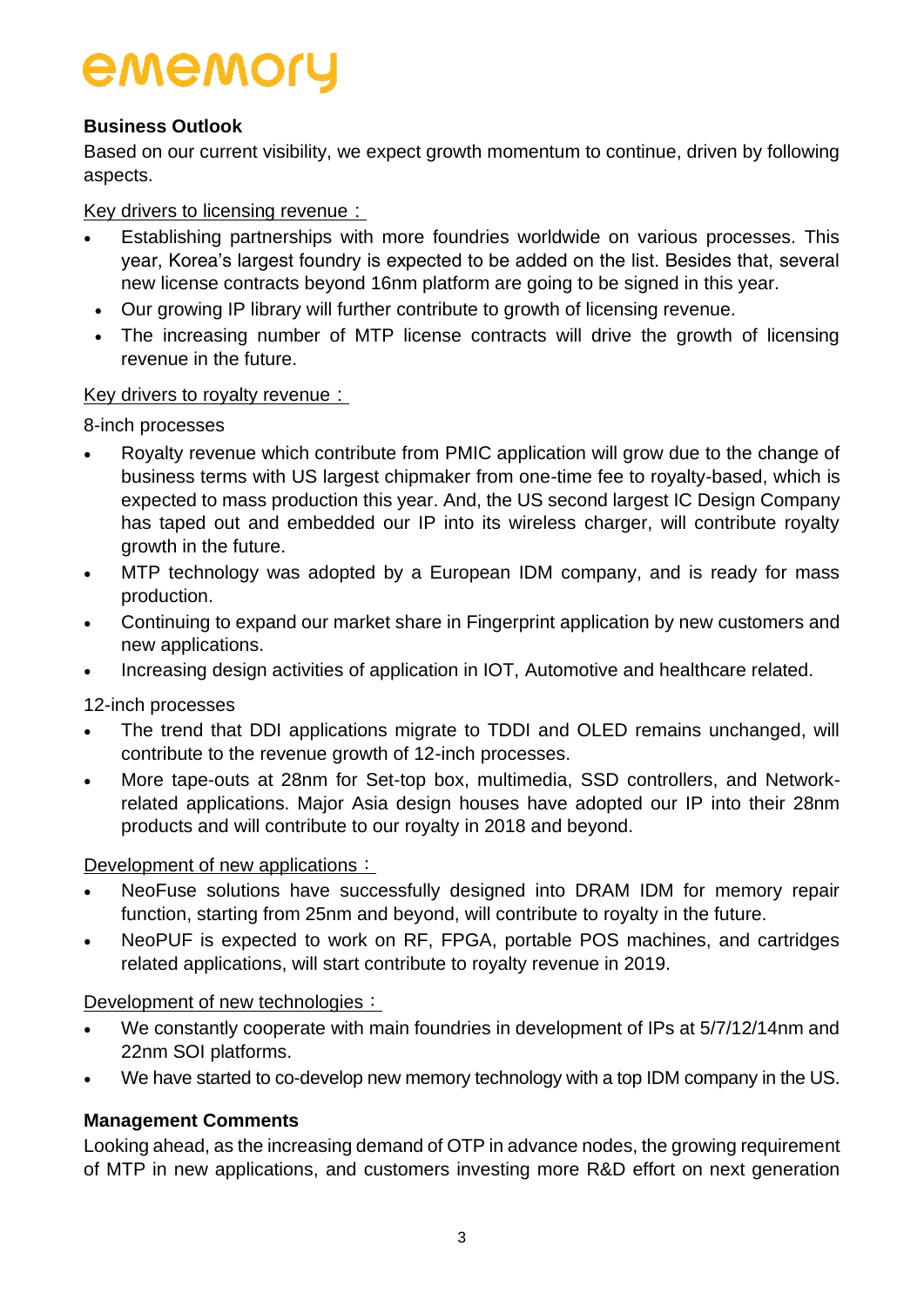## Business Outlook

Based on our current visibility, we expect growth momentum to continue, driven by following aspects.

Key drivers to licensing revenue：

- Establishing partnerships with more foundries worldwide on various processes. This year, Korea's largest foundry is expected to be added on the list. Besides that, several new license contracts beyond 16nm platform are going to be signed in this year.
- Our growing IP library will further contribute to growth of licensing revenue.
- The increasing number of MTP license contracts will drive the growth of licensing revenue in the future.

Key drivers to royalty revenue：

8-inch processes

- Royalty revenue which contribute from PMIC application will grow due to the change of business terms with US largest chipmaker from one-time fee to royalty-based, which is expected to mass production this year. And, the US second largest IC Design Company has taped out and embedded our IP into its wireless charger, will contribute royalty growth in the future.
- MTP technology was adopted by a European IDM company, and is ready for mass production.
- Continuing to expand our market share in Fingerprint application by new customers and new applications.
- Increasing design activities of application in IOT, Automotive and healthcare related.

12-inch processes

- The trend that DDI applications migrate to TDDI and OLED remains unchanged, will contribute to the revenue growth of 12-inch processes.
- More tape-outs at 28nm for Set-top box, multimedia, SSD controllers, and Network-related applications. Major Asia design houses have adopted our IP into their 28nm products and will contribute to our royalty in 2018 and beyond.

Development of new applications：

- NeoFuse solutions have successfully designed into DRAM IDM for memory repair function, starting from 25nm and beyond, will contribute to royalty in the future.
- NeoPUF is expected to work on RF, FPGA, portable POS machines, and cartridges related applications, will start contribute to royalty revenue in 2019.

Development of new technologies：

- We constantly cooperate with main foundries in development of IPs at 5/7/12/14nm and 22nm SOI platforms.
- We have started to co-develop new memory technology with a top IDM company in the US.

## Management Comments

Looking ahead, as the increasing demand of OTP in advance nodes, the growing requirement of MTP in new applications, and customers investing more R&D effort on next generation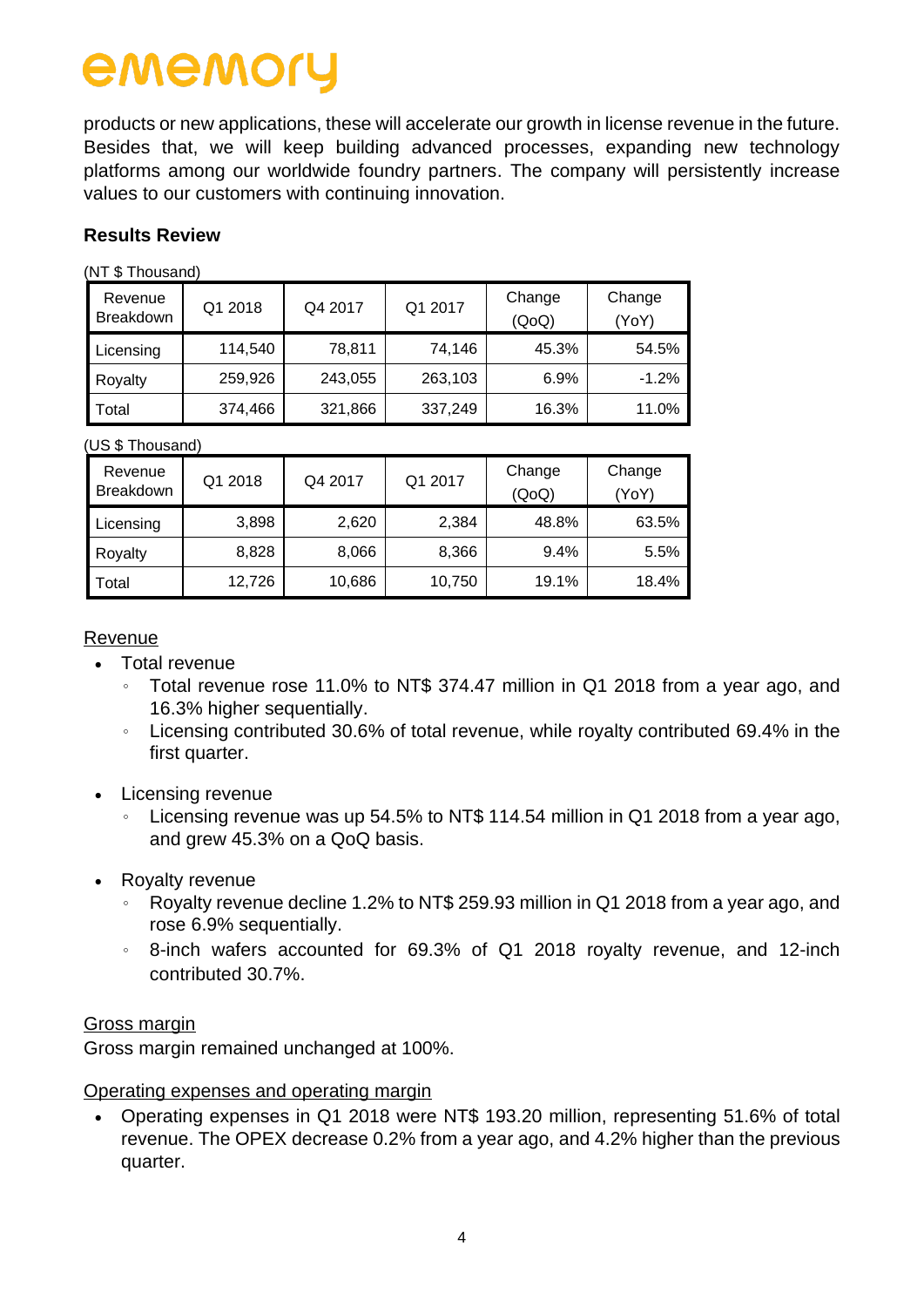products or new applications, these will accelerate our growth in license revenue in the future. Besides that, we will keep building advanced processes, expanding new technology platforms among our worldwide foundry partners. The company will persistently increase values to our customers with continuing innovation.

### Results Review

(NT $ Thousand)

| Revenue Breakdown | Q1 2018 | Q4 2017 | Q1 2017 | Change (QoQ) | Change (YoY) |
|---|---|---|---|---|---|
| Licensing | 114,540 | 78,811 | 74,146 | 45.3% | 54.5% |
| Royalty | 259,926 | 243,055 | 263,103 | 6.9% | -1.2% |
| Total | 374,466 | 321,866 | 337,249 | 16.3% | 11.0% |

(US $ Thousand)

| Revenue Breakdown | Q1 2018 | Q4 2017 | Q1 2017 | Change (QoQ) | Change (YoY) |
|---|---|---|---|---|---|
| Licensing | 3,898 | 2,620 | 2,384 | 48.8% | 63.5% |
| Royalty | 8,828 | 8,066 | 8,366 | 9.4% | 5.5% |
| Total | 12,726 | 10,686 | 10,750 | 19.1% | 18.4% |

<u>Revenue</u>

- Total revenue
  - Total revenue rose 11.0% to NT$ 374.47 million in Q1 2018 from a year ago, and 16.3% higher sequentially.
  - Licensing contributed 30.6% of total revenue, while royalty contributed 69.4% in the first quarter.
- Licensing revenue
  - Licensing revenue was up 54.5% to NT$ 114.54 million in Q1 2018 from a year ago, and grew 45.3% on a QoQ basis.
- Royalty revenue
  - Royalty revenue decline 1.2% to NT$ 259.93 million in Q1 2018 from a year ago, and rose 6.9% sequentially.
  - 8-inch wafers accounted for 69.3% of Q1 2018 royalty revenue, and 12-inch contributed 30.7%.

<u>Gross margin</u>

Gross margin remained unchanged at 100%.

<u>Operating expenses and operating margin</u>

- Operating expenses in Q1 2018 were NT$ 193.20 million, representing 51.6% of total revenue. The OPEX decrease 0.2% from a year ago, and 4.2% higher than the previous quarter.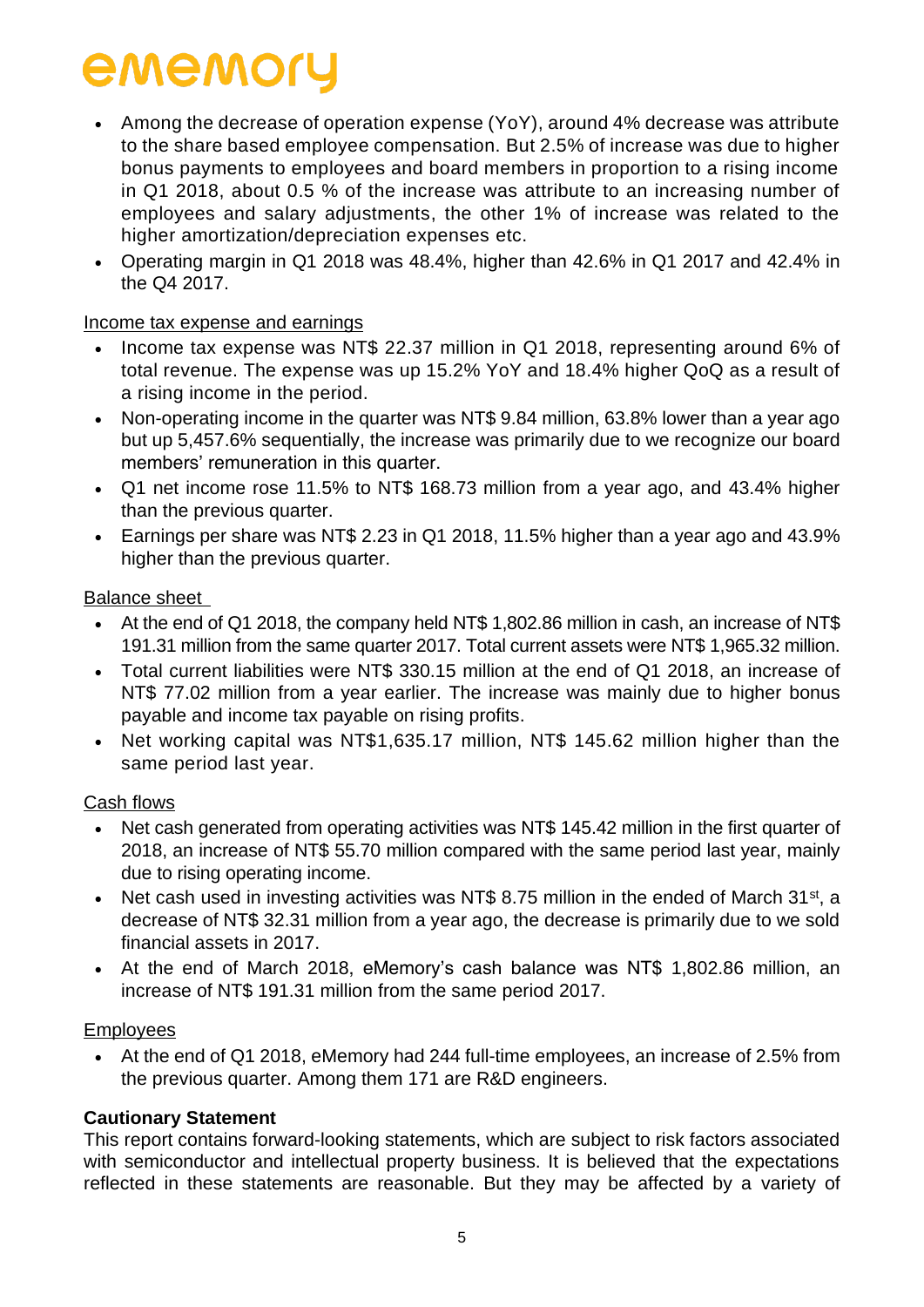- Among the decrease of operation expense (YoY), around 4% decrease was attribute to the share based employee compensation. But 2.5% of increase was due to higher bonus payments to employees and board members in proportion to a rising income in Q1 2018, about 0.5 % of the increase was attribute to an increasing number of employees and salary adjustments, the other 1% of increase was related to the higher amortization/depreciation expenses etc.
- Operating margin in Q1 2018 was 48.4%, higher than 42.6% in Q1 2017 and 42.4% in the Q4 2017.

Income tax expense and earnings

- Income tax expense was NT$ 22.37 million in Q1 2018, representing around 6% of total revenue. The expense was up 15.2% YoY and 18.4% higher QoQ as a result of a rising income in the period.
- Non-operating income in the quarter was NT$ 9.84 million, 63.8% lower than a year ago but up 5,457.6% sequentially, the increase was primarily due to we recognize our board members' remuneration in this quarter.
- Q1 net income rose 11.5% to NT$ 168.73 million from a year ago, and 43.4% higher than the previous quarter.
- Earnings per share was NT$ 2.23 in Q1 2018, 11.5% higher than a year ago and 43.9% higher than the previous quarter.

Balance sheet

- At the end of Q1 2018, the company held NT$ 1,802.86 million in cash, an increase of NT$ 191.31 million from the same quarter 2017. Total current assets were NT$ 1,965.32 million.
- Total current liabilities were NT$ 330.15 million at the end of Q1 2018, an increase of NT$ 77.02 million from a year earlier. The increase was mainly due to higher bonus payable and income tax payable on rising profits.
- Net working capital was NT$1,635.17 million, NT$ 145.62 million higher than the same period last year.

Cash flows

- Net cash generated from operating activities was NT$ 145.42 million in the first quarter of 2018, an increase of NT$ 55.70 million compared with the same period last year, mainly due to rising operating income.
- Net cash used in investing activities was NT$ 8.75 million in the ended of March 31st, a decrease of NT$ 32.31 million from a year ago, the decrease is primarily due to we sold financial assets in 2017.
- At the end of March 2018, eMemory's cash balance was NT$ 1,802.86 million, an increase of NT$ 191.31 million from the same period 2017.

Employees

- At the end of Q1 2018, eMemory had 244 full-time employees, an increase of 2.5% from the previous quarter. Among them 171 are R&D engineers.

**Cautionary Statement**

This report contains forward-looking statements, which are subject to risk factors associated with semiconductor and intellectual property business. It is believed that the expectations reflected in these statements are reasonable. But they may be affected by a variety of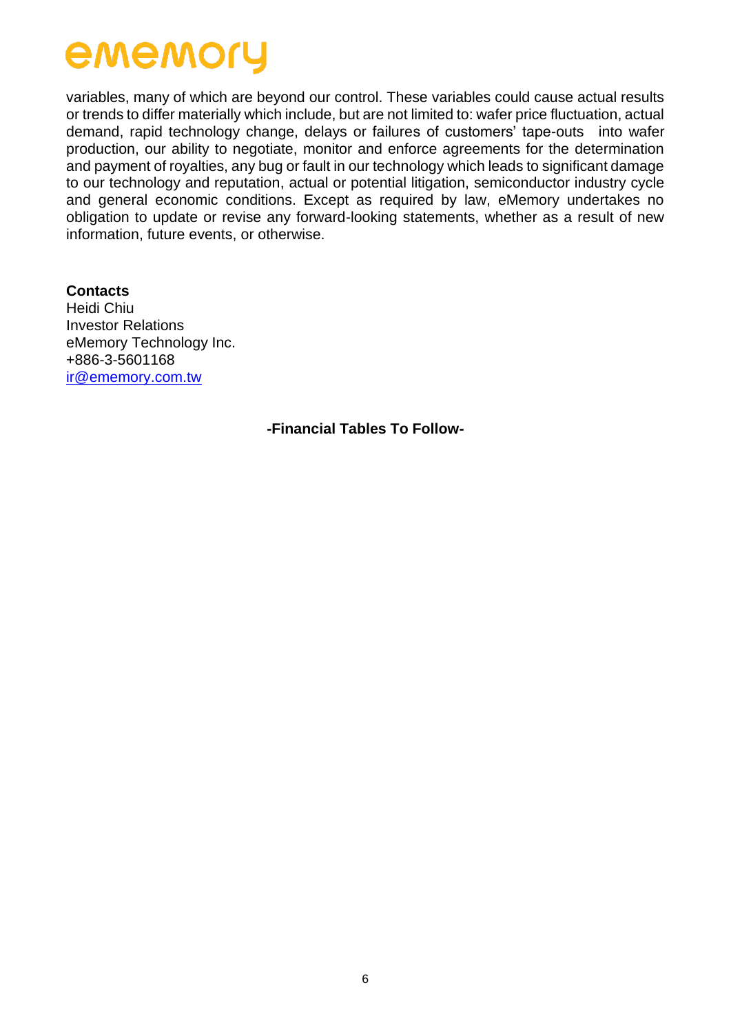variables, many of which are beyond our control. These variables could cause actual results or trends to differ materially which include, but are not limited to: wafer price fluctuation, actual demand, rapid technology change, delays or failures of customers' tape-outs into wafer production, our ability to negotiate, monitor and enforce agreements for the determination and payment of royalties, any bug or fault in our technology which leads to significant damage to our technology and reputation, actual or potential litigation, semiconductor industry cycle and general economic conditions. Except as required by law, eMemory undertakes no obligation to update or revise any forward-looking statements, whether as a result of new information, future events, or otherwise.

**Contacts**
Heidi Chiu
Investor Relations
eMemory Technology Inc.
+886-3-5601168
ir@ememory.com.tw

**-Financial Tables To Follow-**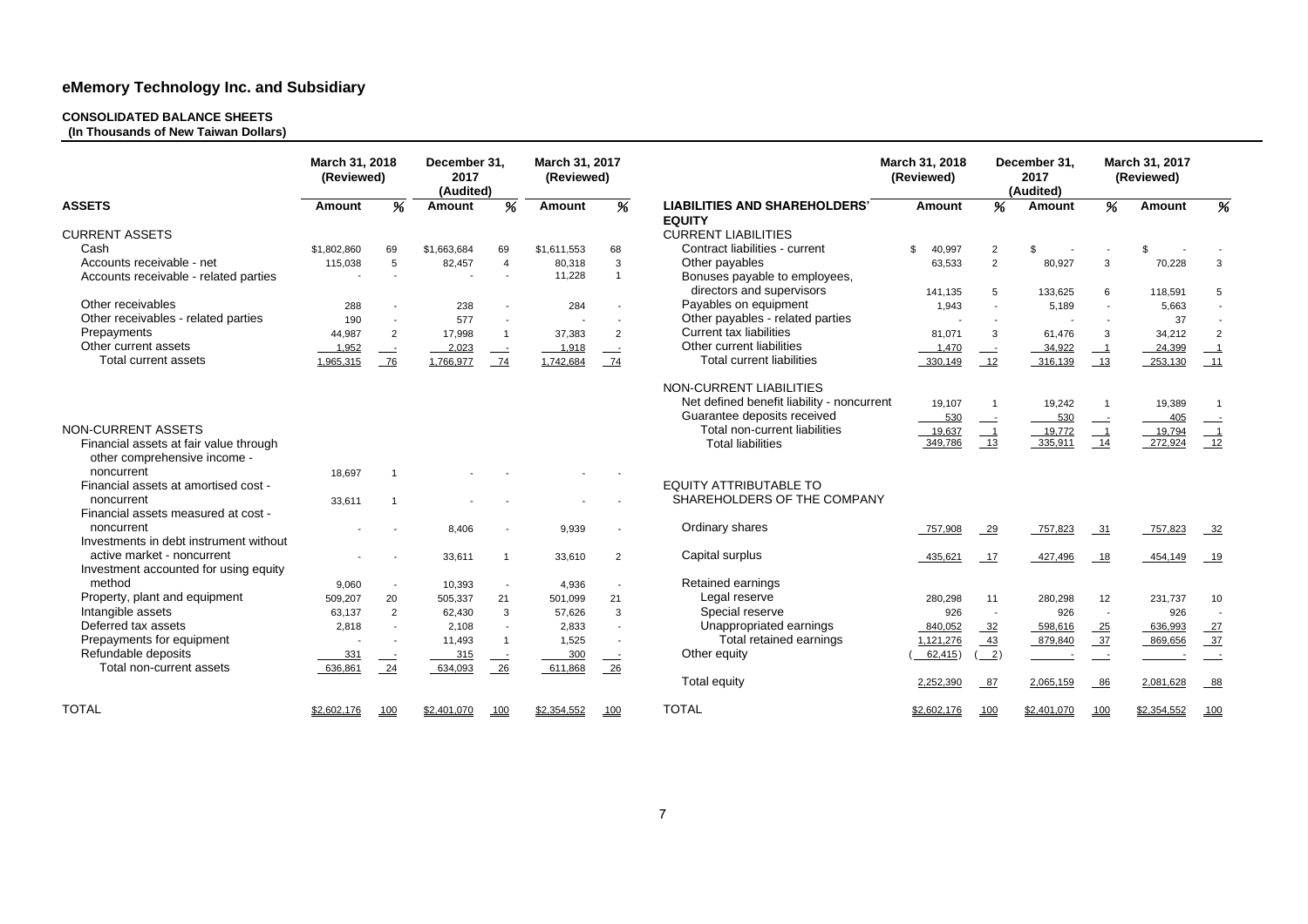# eMemory Technology Inc. and Subsidiary

**CONSOLIDATED BALANCE SHEETS**
**(In Thousands of New Taiwan Dollars)**

| ASSETS | March 31, 2018 (Reviewed) Amount | % | December 31, 2017 (Audited) Amount | % | March 31, 2017 (Reviewed) Amount | % |
|---|---|---|---|---|---|---|
| **CURRENT ASSETS** | | | | | | |
| Cash | $1,802,860 | 69 | $1,663,684 | 69 | $1,611,553 | 68 |
| Accounts receivable - net | 115,038 | 5 | 82,457 | 4 | 80,318 | 3 |
| Accounts receivable - related parties | - | - | - | - | 11,228 | 1 |
| Other receivables | 288 | - | 238 | - | 284 | - |
| Other receivables - related parties | 190 | - | 577 | - | - | - |
| Prepayments | 44,987 | 2 | 17,998 | 1 | 37,383 | 2 |
| Other current assets | 1,952 | - | 2,023 | - | 1,918 | - |
| Total current assets | 1,965,315 | 76 | 1,766,977 | 74 | 1,742,684 | 74 |
| **NON-CURRENT ASSETS** | | | | | | |
| Financial assets at fair value through other comprehensive income - noncurrent | 18,697 | 1 | - | - | - | - |
| Financial assets at amortised cost - noncurrent | 33,611 | 1 | - | - | - | - |
| Financial assets measured at cost - noncurrent | - | - | 8,406 | - | 9,939 | - |
| Investments in debt instrument without active market - noncurrent | - | - | 33,611 | 1 | 33,610 | 2 |
| Investment accounted for using equity method | 9,060 | - | 10,393 | - | 4,936 | - |
| Property, plant and equipment | 509,207 | 20 | 505,337 | 21 | 501,099 | 21 |
| Intangible assets | 63,137 | 2 | 62,430 | 3 | 57,626 | 3 |
| Deferred tax assets | 2,818 | - | 2,108 | - | 2,833 | - |
| Prepayments for equipment | - | - | 11,493 | 1 | 1,525 | - |
| Refundable deposits | 331 | - | 315 | - | 300 | - |
| Total non-current assets | 636,861 | 24 | 634,093 | 26 | 611,868 | 26 |
| **TOTAL** | $2,602,176 | 100 | $2,401,070 | 100 | $2,354,552 | 100 |

| LIABILITIES AND SHAREHOLDERS' EQUITY | March 31, 2018 (Reviewed) Amount | % | December 31, 2017 (Audited) Amount | % | March 31, 2017 (Reviewed) Amount | % |
|---|---|---|---|---|---|---|
| **CURRENT LIABILITIES** | | | | | | |
| Contract liabilities - current | $ 40,997 | 2 | $ - | - | $ - | - |
| Other payables | 63,533 | 2 | 80,927 | 3 | 70,228 | 3 |
| Bonuses payable to employees, directors and supervisors | 141,135 | 5 | 133,625 | 6 | 118,591 | 5 |
| Payables on equipment | 1,943 | - | 5,189 | - | 5,663 | - |
| Other payables - related parties | - | - | - | - | 37 | - |
| Current tax liabilities | 81,071 | 3 | 61,476 | 3 | 34,212 | 2 |
| Other current liabilities | 1,470 | - | 34,922 | 1 | 24,399 | 1 |
| Total current liabilities | 330,149 | 12 | 316,139 | 13 | 253,130 | 11 |
| **NON-CURRENT LIABILITIES** | | | | | | |
| Net defined benefit liability - noncurrent | 19,107 | 1 | 19,242 | 1 | 19,389 | 1 |
| Guarantee deposits received | 530 | - | 530 | - | 405 | - |
| Total non-current liabilities | 19,637 | 1 | 19,772 | 1 | 19,794 | 1 |
| Total liabilities | 349,786 | 13 | 335,911 | 14 | 272,924 | 12 |
| **EQUITY ATTRIBUTABLE TO SHAREHOLDERS OF THE COMPANY** | | | | | | |
| Ordinary shares | 757,908 | 29 | 757,823 | 31 | 757,823 | 32 |
| Capital surplus | 435,621 | 17 | 427,496 | 18 | 454,149 | 19 |
| Retained earnings | | | | | | |
| Legal reserve | 280,298 | 11 | 280,298 | 12 | 231,737 | 10 |
| Special reserve | 926 | - | 926 | - | 926 | - |
| Unappropriated earnings | 840,052 | 32 | 598,616 | 25 | 636,993 | 27 |
| Total retained earnings | 1,121,276 | 43 | 879,840 | 37 | 869,656 | 37 |
| Other equity | ( 62,415) | ( 2) | - | - | - | - |
| Total equity | 2,252,390 | 87 | 2,065,159 | 86 | 2,081,628 | 88 |
| **TOTAL** | $2,602,176 | 100 | $2,401,070 | 100 | $2,354,552 | 100 |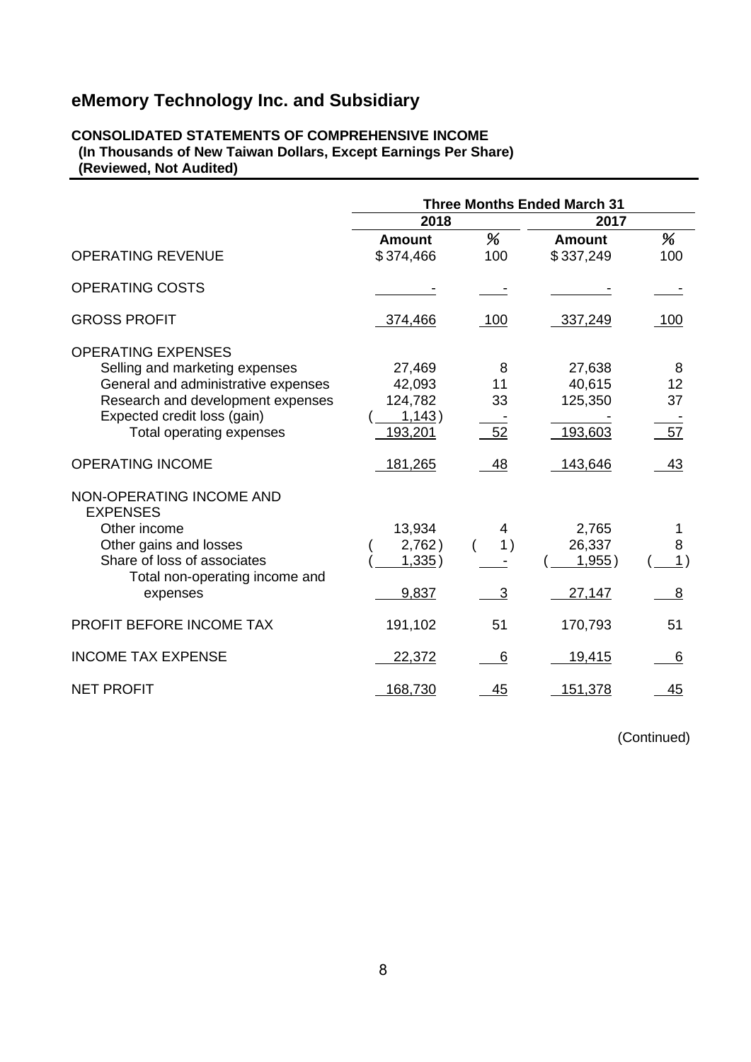# eMemory Technology Inc. and Subsidiary

**CONSOLIDATED STATEMENTS OF COMPREHENSIVE INCOME**
**(In Thousands of New Taiwan Dollars, Except Earnings Per Share)**
**(Reviewed, Not Audited)**

| | Three Months Ended March 31 | | | |
|---|---|---|---|---|
| | 2018 | | 2017 | |
| | Amount | % | Amount | % |
| OPERATING REVENUE | $374,466 | 100 | $337,249 | 100 |
| OPERATING COSTS | - | - | - | - |
| GROSS PROFIT | 374,466 | 100 | 337,249 | 100 |
| OPERATING EXPENSES | | | | |
| Selling and marketing expenses | 27,469 | 8 | 27,638 | 8 |
| General and administrative expenses | 42,093 | 11 | 40,615 | 12 |
| Research and development expenses | 124,782 | 33 | 125,350 | 37 |
| Expected credit loss (gain) | ( 1,143) | - | - | - |
| Total operating expenses | 193,201 | 52 | 193,603 | 57 |
| OPERATING INCOME | 181,265 | 48 | 143,646 | 43 |
| NON-OPERATING INCOME AND EXPENSES | | | | |
| Other income | 13,934 | 4 | 2,765 | 1 |
| Other gains and losses | ( 2,762) | ( 1) | 26,337 | 8 |
| Share of loss of associates | ( 1,335) | - | ( 1,955) | ( 1) |
| Total non-operating income and expenses | 9,837 | 3 | 27,147 | 8 |
| PROFIT BEFORE INCOME TAX | 191,102 | 51 | 170,793 | 51 |
| INCOME TAX EXPENSE | 22,372 | 6 | 19,415 | 6 |
| NET PROFIT | 168,730 | 45 | 151,378 | 45 |

(Continued)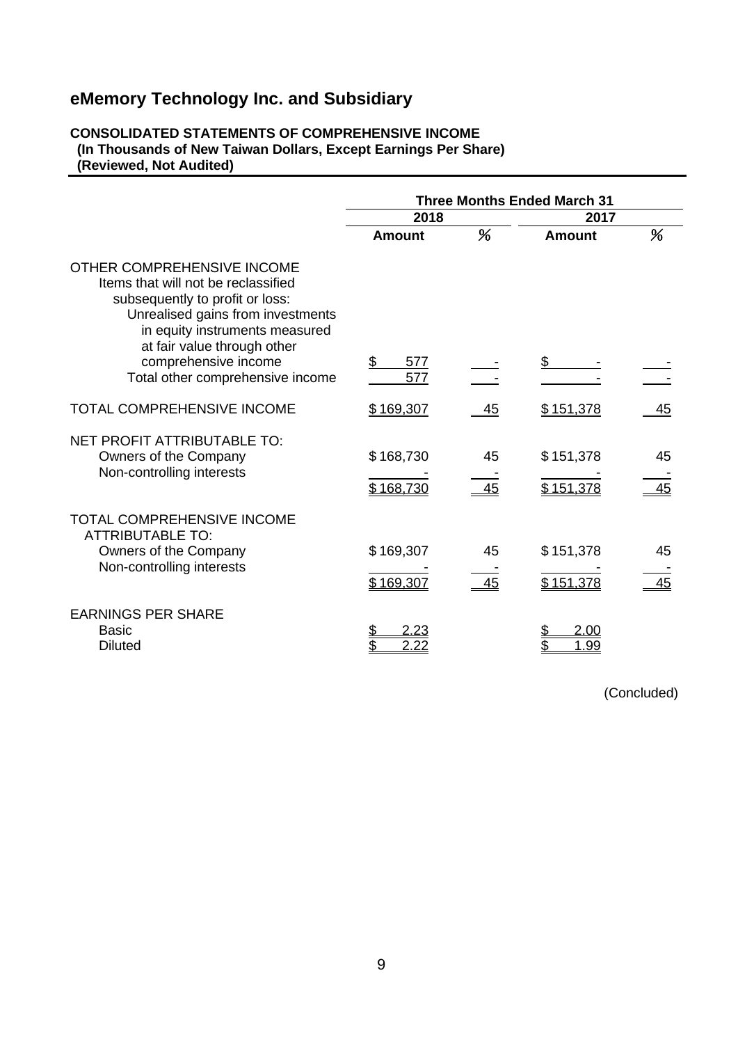# eMemory Technology Inc. and Subsidiary

**CONSOLIDATED STATEMENTS OF COMPREHENSIVE INCOME**
**(In Thousands of New Taiwan Dollars, Except Earnings Per Share)**
**(Reviewed, Not Audited)**

| | Three Months Ended March 31 | | | |
|---|---|---|---|---|
| | 2018 | | 2017 | |
| | Amount | % | Amount | % |
| OTHER COMPREHENSIVE INCOME | | | | |
| Items that will not be reclassified subsequently to profit or loss: | | | | |
| Unrealised gains from investments in equity instruments measured at fair value through other comprehensive income | $ 577 | - | $ - | - |
| Total other comprehensive income | 577 | - | - | - |
| TOTAL COMPREHENSIVE INCOME | $ 169,307 | 45 | $ 151,378 | 45 |
| NET PROFIT ATTRIBUTABLE TO: | | | | |
| Owners of the Company | $ 168,730 | 45 | $ 151,378 | 45 |
| Non-controlling interests | - | - | - | - |
| | $ 168,730 | 45 | $ 151,378 | 45 |
| TOTAL COMPREHENSIVE INCOME ATTRIBUTABLE TO: | | | | |
| Owners of the Company | $ 169,307 | 45 | $ 151,378 | 45 |
| Non-controlling interests | - | - | - | - |
| | $ 169,307 | 45 | $ 151,378 | 45 |
| EARNINGS PER SHARE | | | | |
| Basic | $ 2.23 | | $ 2.00 | |
| Diluted | $ 2.22 | | $ 1.99 | |

(Concluded)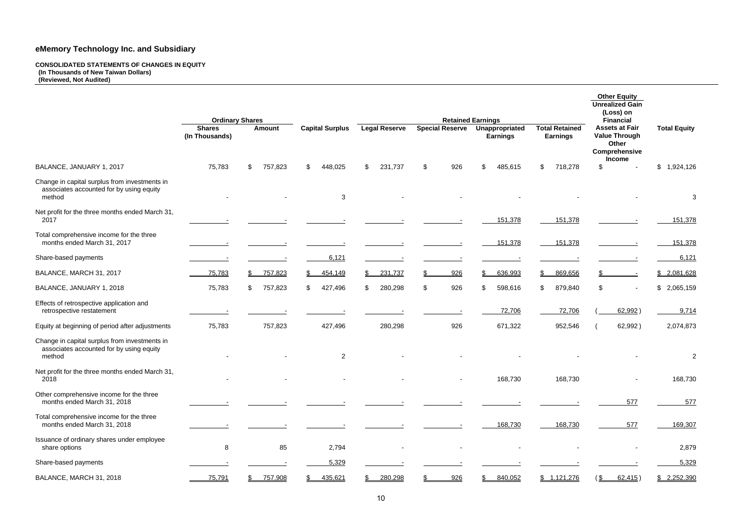# eMemory Technology Inc. and Subsidiary

**CONSOLIDATED STATEMENTS OF CHANGES IN EQUITY**
**(In Thousands of New Taiwan Dollars)**
**(Reviewed, Not Audited)**

| | Ordinary Shares | | | Retained Earnings | | | | Other Equity | |
|---|---|---|---|---|---|---|---|---|---|
| | Shares (In Thousands) | Amount | Capital Surplus | Legal Reserve | Special Reserve | Unappropriated Earnings | Total Retained Earnings | Unrealized Gain (Loss) on Financial Assets at Fair Value Through Other Comprehensive Income | Total Equity |
| BALANCE, JANUARY 1, 2017 | 75,783 | $ 757,823 | $ 448,025 | $ 231,737 | $ 926 | $ 485,615 | $ 718,278 | $ - | $ 1,924,126 |
| Change in capital surplus from investments in associates accounted for by using equity method | - | - | 3 | - | - | - | - | - | 3 |
| Net profit for the three months ended March 31, 2017 | - | - | - | - | - | 151,378 | 151,378 | - | 151,378 |
| Total comprehensive income for the three months ended March 31, 2017 | - | - | - | - | - | 151,378 | 151,378 | - | 151,378 |
| Share-based payments | - | - | 6,121 | - | - | - | - | - | 6,121 |
| BALANCE, MARCH 31, 2017 | 75,783 | $ 757,823 | $ 454,149 | $ 231,737 | $ 926 | $ 636,993 | $ 869,656 | $ - | $ 2,081,628 |
| BALANCE, JANUARY 1, 2018 | 75,783 | $ 757,823 | $ 427,496 | $ 280,298 | $ 926 | $ 598,616 | $ 879,840 | $ - | $ 2,065,159 |
| Effects of retrospective application and retrospective restatement | - | - | - | - | - | 72,706 | 72,706 | ( 62,992 ) | 9,714 |
| Equity at beginning of period after adjustments | 75,783 | 757,823 | 427,496 | 280,298 | 926 | 671,322 | 952,546 | ( 62,992 ) | 2,074,873 |
| Change in capital surplus from investments in associates accounted for by using equity method | - | - | 2 | - | - | - | - | - | 2 |
| Net profit for the three months ended March 31, 2018 | - | - | - | - | - | 168,730 | 168,730 | - | 168,730 |
| Other comprehensive income for the three months ended March 31, 2018 | - | - | - | - | - | - | - | 577 | 577 |
| Total comprehensive income for the three months ended March 31, 2018 | - | - | - | - | - | 168,730 | 168,730 | 577 | 169,307 |
| Issuance of ordinary shares under employee share options | 8 | 85 | 2,794 | - | - | - | - | - | 2,879 |
| Share-based payments | - | - | 5,329 | - | - | - | - | - | 5,329 |
| BALANCE, MARCH 31, 2018 | 75,791 | $ 757,908 | $ 435,621 | $ 280,298 | $ 926 | $ 840,052 | $ 1,121,276 | ( $ 62,415 ) | $ 2,252,390 |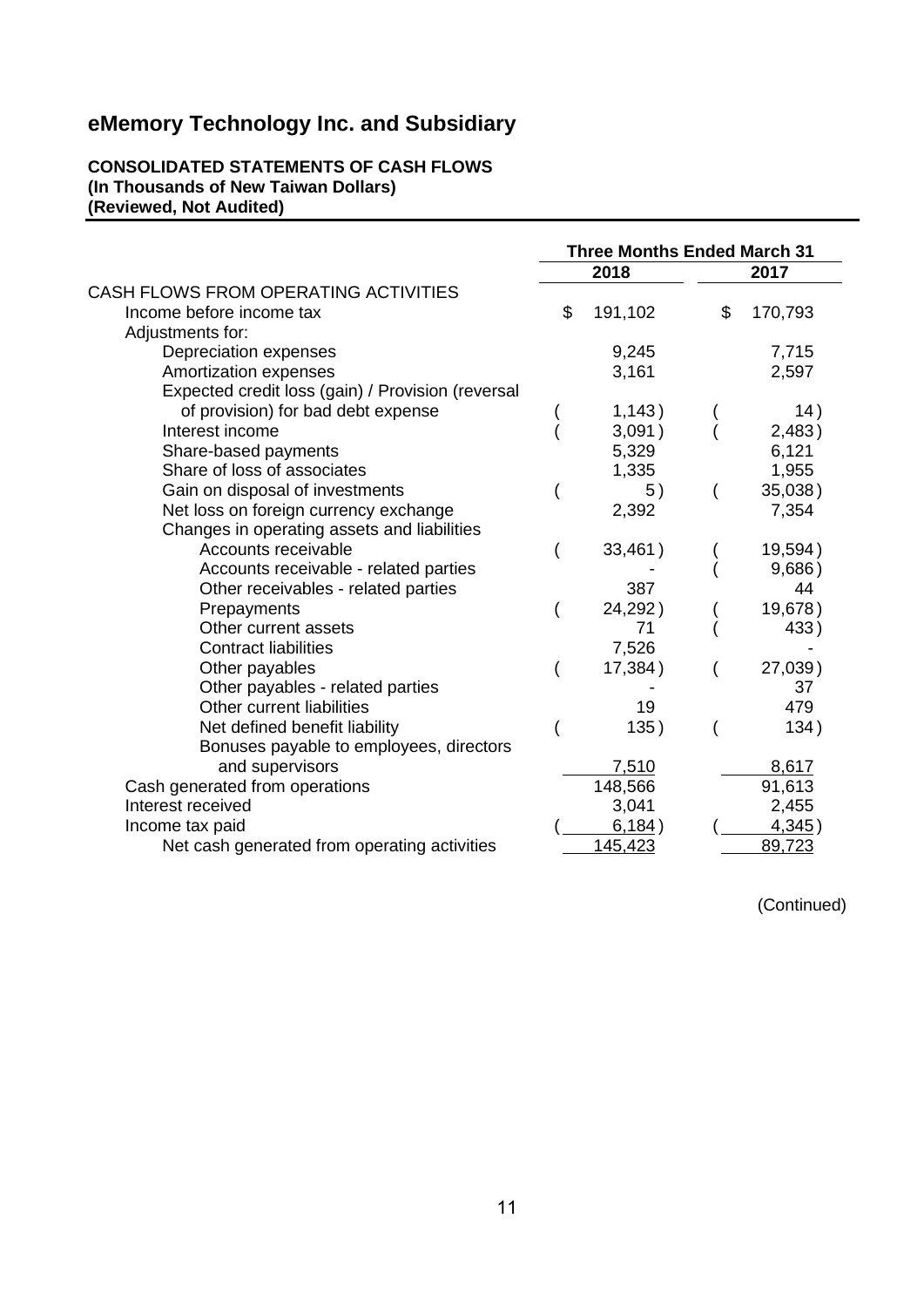# eMemory Technology Inc. and Subsidiary

**CONSOLIDATED STATEMENTS OF CASH FLOWS**
**(In Thousands of New Taiwan Dollars)**
**(Reviewed, Not Audited)**

| | Three Months Ended March 31 | |
|---|---|---|
| | 2018 | 2017 |
| CASH FLOWS FROM OPERATING ACTIVITIES | | |
| Income before income tax | $ 191,102 | $ 170,793 |
| Adjustments for: | | |
| Depreciation expenses | 9,245 | 7,715 |
| Amortization expenses | 3,161 | 2,597 |
| Expected credit loss (gain) / Provision (reversal of provision) for bad debt expense | ( 1,143) | ( 14) |
| Interest income | ( 3,091) | ( 2,483) |
| Share-based payments | 5,329 | 6,121 |
| Share of loss of associates | 1,335 | 1,955 |
| Gain on disposal of investments | ( 5) | ( 35,038) |
| Net loss on foreign currency exchange | 2,392 | 7,354 |
| Changes in operating assets and liabilities | | |
| Accounts receivable | ( 33,461) | ( 19,594) |
| Accounts receivable - related parties | - | ( 9,686) |
| Other receivables - related parties | 387 | 44 |
| Prepayments | ( 24,292) | ( 19,678) |
| Other current assets | 71 | ( 433) |
| Contract liabilities | 7,526 | - |
| Other payables | ( 17,384) | ( 27,039) |
| Other payables - related parties | - | 37 |
| Other current liabilities | 19 | 479 |
| Net defined benefit liability | ( 135) | ( 134) |
| Bonuses payable to employees, directors and supervisors | 7,510 | 8,617 |
| Cash generated from operations | 148,566 | 91,613 |
| Interest received | 3,041 | 2,455 |
| Income tax paid | ( 6,184) | ( 4,345) |
| Net cash generated from operating activities | 145,423 | 89,723 |

(Continued)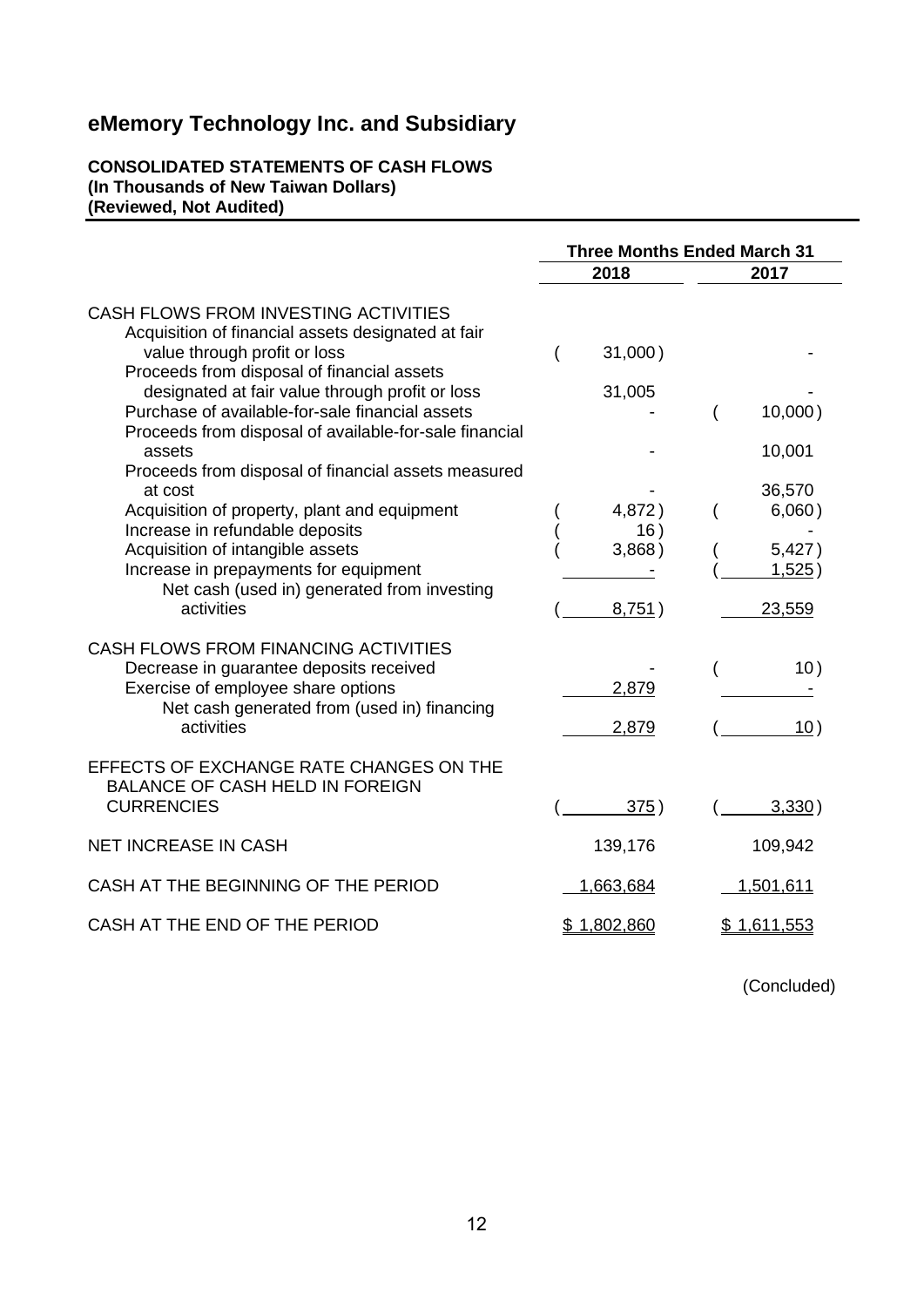# eMemory Technology Inc. and Subsidiary

**CONSOLIDATED STATEMENTS OF CASH FLOWS**
**(In Thousands of New Taiwan Dollars)**
**(Reviewed, Not Audited)**

| | Three Months Ended March 31 | |
|---|---|---|
| | 2018 | 2017 |
| CASH FLOWS FROM INVESTING ACTIVITIES | | |
| Acquisition of financial assets designated at fair value through profit or loss | ( 31,000 ) | - |
| Proceeds from disposal of financial assets designated at fair value through profit or loss | 31,005 | - |
| Purchase of available-for-sale financial assets | - | ( 10,000 ) |
| Proceeds from disposal of available-for-sale financial assets | - | 10,001 |
| Proceeds from disposal of financial assets measured at cost | - | 36,570 |
| Acquisition of property, plant and equipment | ( 4,872 ) | ( 6,060 ) |
| Increase in refundable deposits | ( 16 ) | - |
| Acquisition of intangible assets | ( 3,868 ) | ( 5,427 ) |
| Increase in prepayments for equipment | - | ( 1,525 ) |
| Net cash (used in) generated from investing activities | ( 8,751 ) | 23,559 |
| CASH FLOWS FROM FINANCING ACTIVITIES | | |
| Decrease in guarantee deposits received | - | ( 10 ) |
| Exercise of employee share options | 2,879 | - |
| Net cash generated from (used in) financing activities | 2,879 | ( 10 ) |
| EFFECTS OF EXCHANGE RATE CHANGES ON THE BALANCE OF CASH HELD IN FOREIGN CURRENCIES | ( 375 ) | ( 3,330 ) |
| NET INCREASE IN CASH | 139,176 | 109,942 |
| CASH AT THE BEGINNING OF THE PERIOD | 1,663,684 | 1,501,611 |
| CASH AT THE END OF THE PERIOD | $ 1,802,860 | $ 1,611,553 |

(Concluded)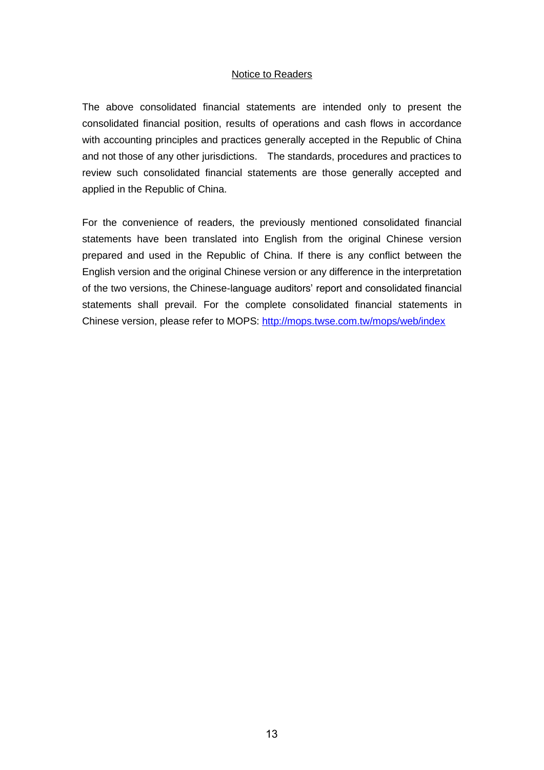## Notice to Readers

The above consolidated financial statements are intended only to present the consolidated financial position, results of operations and cash flows in accordance with accounting principles and practices generally accepted in the Republic of China and not those of any other jurisdictions. The standards, procedures and practices to review such consolidated financial statements are those generally accepted and applied in the Republic of China.

For the convenience of readers, the previously mentioned consolidated financial statements have been translated into English from the original Chinese version prepared and used in the Republic of China. If there is any conflict between the English version and the original Chinese version or any difference in the interpretation of the two versions, the Chinese-language auditors' report and consolidated financial statements shall prevail. For the complete consolidated financial statements in Chinese version, please refer to MOPS: http://mops.twse.com.tw/mops/web/index